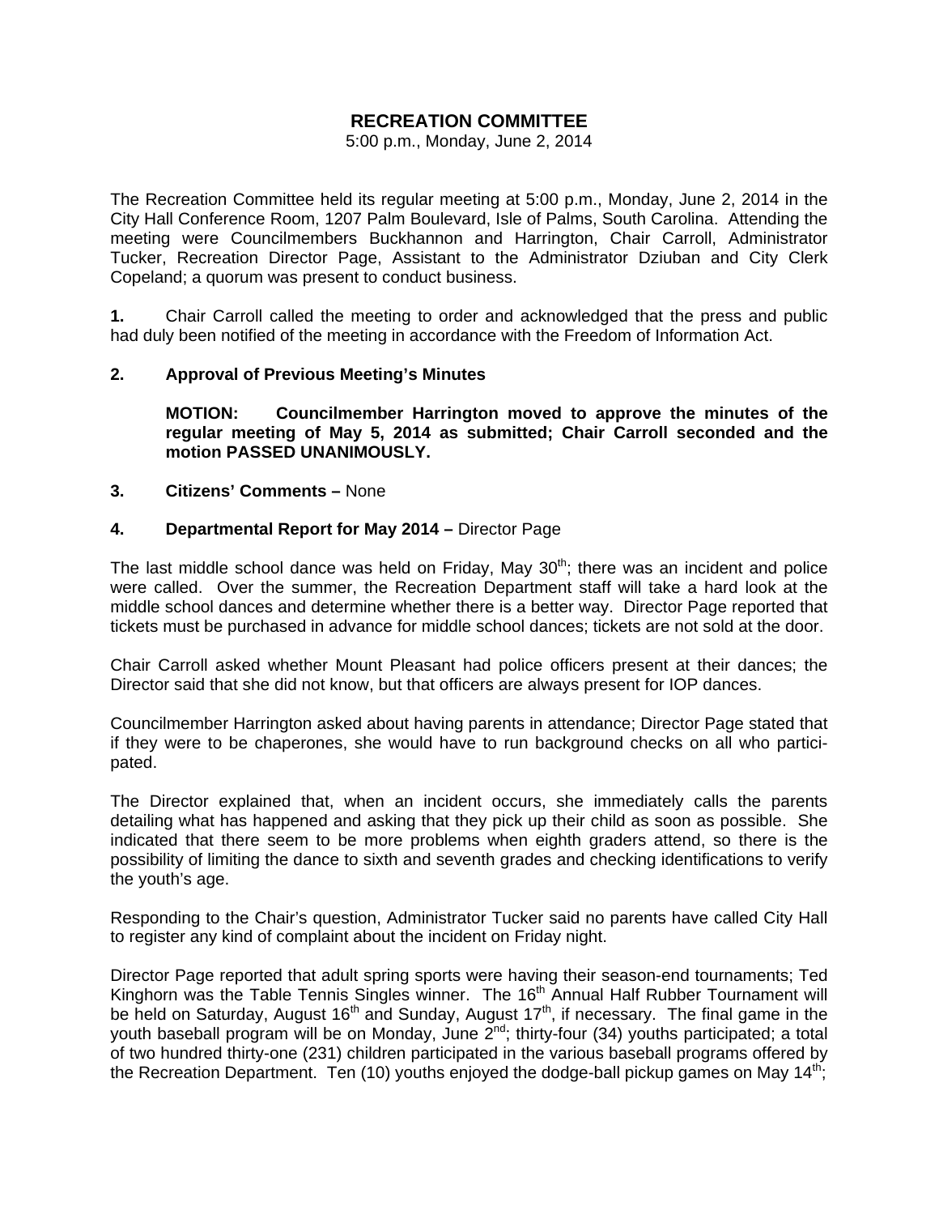# RECREATION COMMITTEE

5:00 p.m., Monday, June 2, 2014

The Recreation Committee held its regular meeting at 5:00 p.m., Monday, June 2, 2014 in the City Hall Conference Room, 1207 Palm Boulevard, Isle of Palms, South Carolina. Attending the meeting were Councilmembers Buckhannon and Harrington, Chair Carroll, Administrator Tucker, Recreation Director Page, Assistant to the Administrator Dziuban and City Clerk Copeland; a quorum was present to conduct business.

**1.** Chair Carroll called the meeting to order and acknowledged that the press and public had duly been notified of the meeting in accordance with the Freedom of Information Act.

**2. Approval of Previous Meeting's Minutes**

**MOTION: Councilmember Harrington moved to approve the minutes of the regular meeting of May 5, 2014 as submitted; Chair Carroll seconded and the motion PASSED UNANIMOUSLY.**

**3. Citizens' Comments –** None

**4. Departmental Report for May 2014 –** Director Page

The last middle school dance was held on Friday, May 30th; there was an incident and police were called. Over the summer, the Recreation Department staff will take a hard look at the middle school dances and determine whether there is a better way. Director Page reported that tickets must be purchased in advance for middle school dances; tickets are not sold at the door.

Chair Carroll asked whether Mount Pleasant had police officers present at their dances; the Director said that she did not know, but that officers are always present for IOP dances.

Councilmember Harrington asked about having parents in attendance; Director Page stated that if they were to be chaperones, she would have to run background checks on all who participated.

The Director explained that, when an incident occurs, she immediately calls the parents detailing what has happened and asking that they pick up their child as soon as possible. She indicated that there seem to be more problems when eighth graders attend, so there is the possibility of limiting the dance to sixth and seventh grades and checking identifications to verify the youth's age.

Responding to the Chair's question, Administrator Tucker said no parents have called City Hall to register any kind of complaint about the incident on Friday night.

Director Page reported that adult spring sports were having their season-end tournaments; Ted Kinghorn was the Table Tennis Singles winner. The 16th Annual Half Rubber Tournament will be held on Saturday, August 16th and Sunday, August 17th, if necessary. The final game in the youth baseball program will be on Monday, June 2nd; thirty-four (34) youths participated; a total of two hundred thirty-one (231) children participated in the various baseball programs offered by the Recreation Department. Ten (10) youths enjoyed the dodge-ball pickup games on May 14th;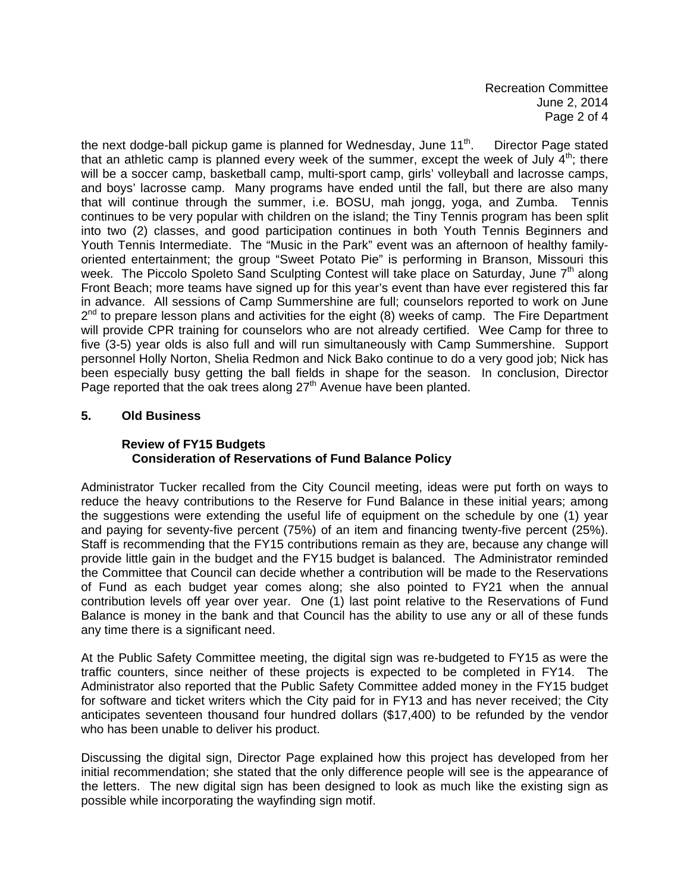the next dodge-ball pickup game is planned for Wednesday, June 11th. Director Page stated that an athletic camp is planned every week of the summer, except the week of July 4th; there will be a soccer camp, basketball camp, multi-sport camp, girls' volleyball and lacrosse camps, and boys' lacrosse camp. Many programs have ended until the fall, but there are also many that will continue through the summer, i.e. BOSU, mah jongg, yoga, and Zumba. Tennis continues to be very popular with children on the island; the Tiny Tennis program has been split into two (2) classes, and good participation continues in both Youth Tennis Beginners and Youth Tennis Intermediate. The "Music in the Park" event was an afternoon of healthy family-oriented entertainment; the group "Sweet Potato Pie" is performing in Branson, Missouri this week. The Piccolo Spoleto Sand Sculpting Contest will take place on Saturday, June 7th along Front Beach; more teams have signed up for this year's event than have ever registered this far in advance. All sessions of Camp Summershine are full; counselors reported to work on June 2nd to prepare lesson plans and activities for the eight (8) weeks of camp. The Fire Department will provide CPR training for counselors who are not already certified. Wee Camp for three to five (3-5) year olds is also full and will run simultaneously with Camp Summershine. Support personnel Holly Norton, Shelia Redmon and Nick Bako continue to do a very good job; Nick has been especially busy getting the ball fields in shape for the season. In conclusion, Director Page reported that the oak trees along 27th Avenue have been planted.

**5. Old Business**

**Review of FY15 Budgets**
**Consideration of Reservations of Fund Balance Policy**

Administrator Tucker recalled from the City Council meeting, ideas were put forth on ways to reduce the heavy contributions to the Reserve for Fund Balance in these initial years; among the suggestions were extending the useful life of equipment on the schedule by one (1) year and paying for seventy-five percent (75%) of an item and financing twenty-five percent (25%). Staff is recommending that the FY15 contributions remain as they are, because any change will provide little gain in the budget and the FY15 budget is balanced. The Administrator reminded the Committee that Council can decide whether a contribution will be made to the Reservations of Fund as each budget year comes along; she also pointed to FY21 when the annual contribution levels off year over year. One (1) last point relative to the Reservations of Fund Balance is money in the bank and that Council has the ability to use any or all of these funds any time there is a significant need.

At the Public Safety Committee meeting, the digital sign was re-budgeted to FY15 as were the traffic counters, since neither of these projects is expected to be completed in FY14. The Administrator also reported that the Public Safety Committee added money in the FY15 budget for software and ticket writers which the City paid for in FY13 and has never received; the City anticipates seventeen thousand four hundred dollars ($17,400) to be refunded by the vendor who has been unable to deliver his product.

Discussing the digital sign, Director Page explained how this project has developed from her initial recommendation; she stated that the only difference people will see is the appearance of the letters. The new digital sign has been designed to look as much like the existing sign as possible while incorporating the wayfinding sign motif.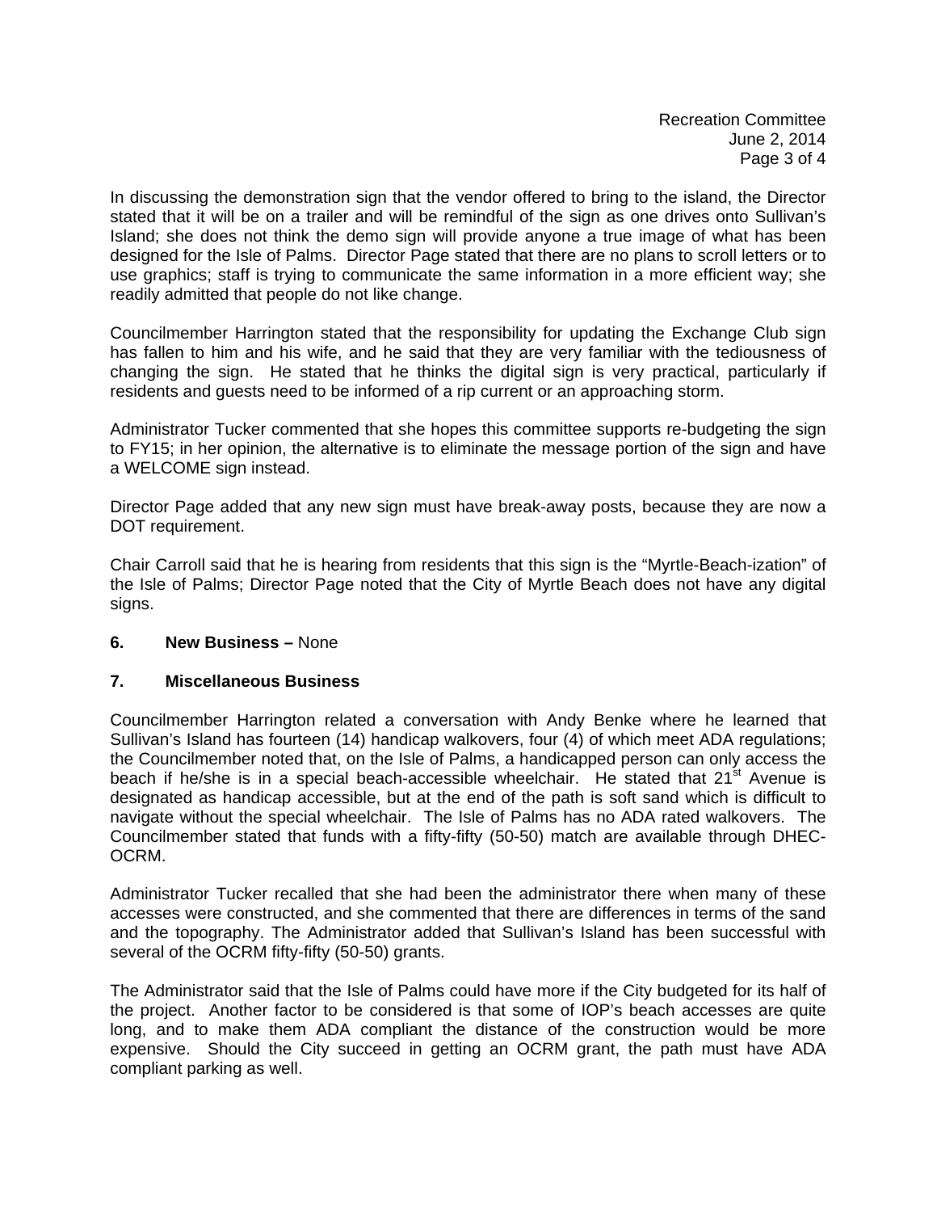In discussing the demonstration sign that the vendor offered to bring to the island, the Director stated that it will be on a trailer and will be remindful of the sign as one drives onto Sullivan's Island; she does not think the demo sign will provide anyone a true image of what has been designed for the Isle of Palms. Director Page stated that there are no plans to scroll letters or to use graphics; staff is trying to communicate the same information in a more efficient way; she readily admitted that people do not like change.

Councilmember Harrington stated that the responsibility for updating the Exchange Club sign has fallen to him and his wife, and he said that they are very familiar with the tediousness of changing the sign. He stated that he thinks the digital sign is very practical, particularly if residents and guests need to be informed of a rip current or an approaching storm.

Administrator Tucker commented that she hopes this committee supports re-budgeting the sign to FY15; in her opinion, the alternative is to eliminate the message portion of the sign and have a WELCOME sign instead.

Director Page added that any new sign must have break-away posts, because they are now a DOT requirement.

Chair Carroll said that he is hearing from residents that this sign is the "Myrtle-Beach-ization" of the Isle of Palms; Director Page noted that the City of Myrtle Beach does not have any digital signs.

**6. New Business –** None

**7. Miscellaneous Business**

Councilmember Harrington related a conversation with Andy Benke where he learned that Sullivan's Island has fourteen (14) handicap walkovers, four (4) of which meet ADA regulations; the Councilmember noted that, on the Isle of Palms, a handicapped person can only access the beach if he/she is in a special beach-accessible wheelchair. He stated that 21st Avenue is designated as handicap accessible, but at the end of the path is soft sand which is difficult to navigate without the special wheelchair. The Isle of Palms has no ADA rated walkovers. The Councilmember stated that funds with a fifty-fifty (50-50) match are available through DHEC-OCRM.

Administrator Tucker recalled that she had been the administrator there when many of these accesses were constructed, and she commented that there are differences in terms of the sand and the topography. The Administrator added that Sullivan's Island has been successful with several of the OCRM fifty-fifty (50-50) grants.

The Administrator said that the Isle of Palms could have more if the City budgeted for its half of the project. Another factor to be considered is that some of IOP's beach accesses are quite long, and to make them ADA compliant the distance of the construction would be more expensive. Should the City succeed in getting an OCRM grant, the path must have ADA compliant parking as well.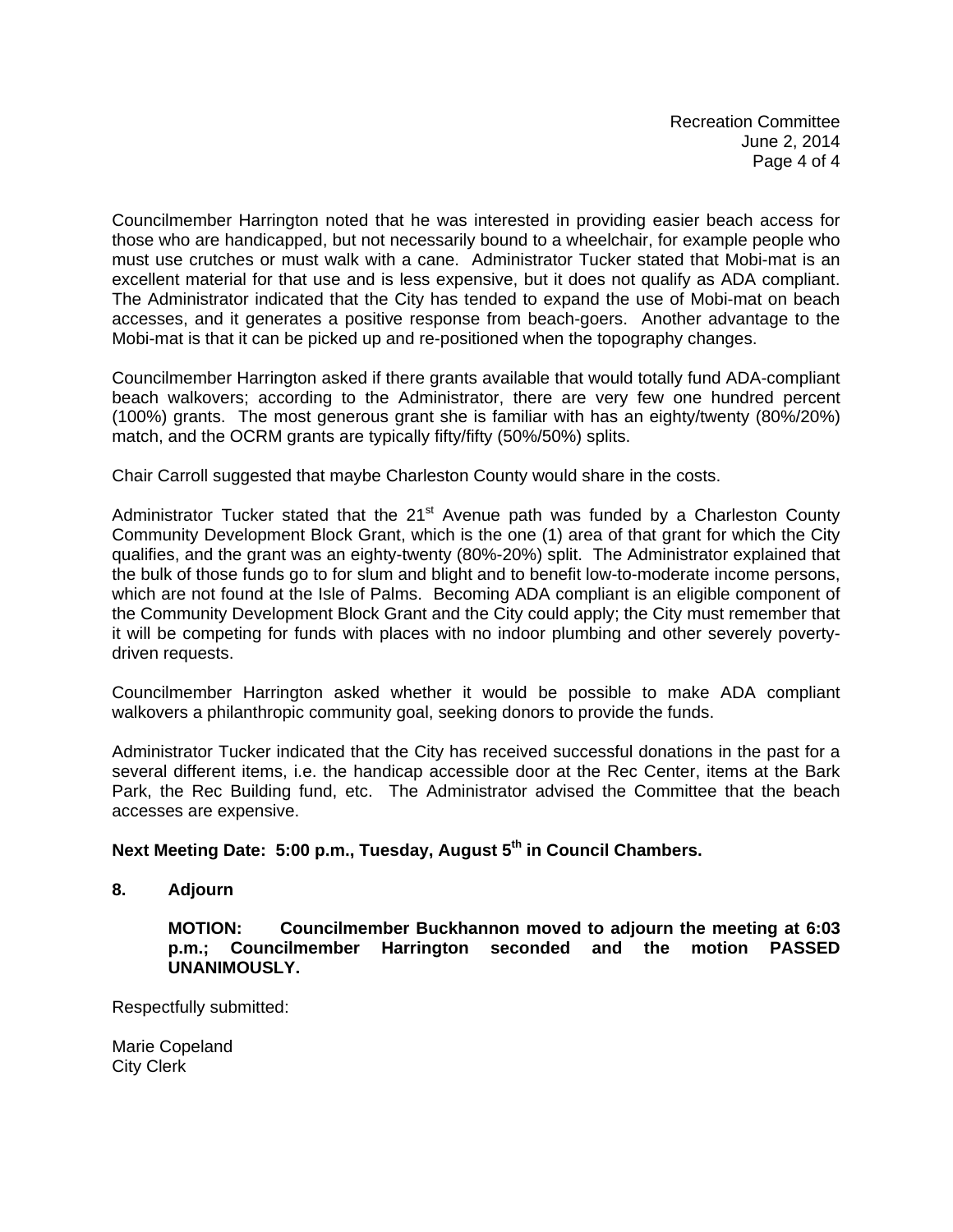Councilmember Harrington noted that he was interested in providing easier beach access for those who are handicapped, but not necessarily bound to a wheelchair, for example people who must use crutches or must walk with a cane. Administrator Tucker stated that Mobi-mat is an excellent material for that use and is less expensive, but it does not qualify as ADA compliant. The Administrator indicated that the City has tended to expand the use of Mobi-mat on beach accesses, and it generates a positive response from beach-goers. Another advantage to the Mobi-mat is that it can be picked up and re-positioned when the topography changes.

Councilmember Harrington asked if there grants available that would totally fund ADA-compliant beach walkovers; according to the Administrator, there are very few one hundred percent (100%) grants. The most generous grant she is familiar with has an eighty/twenty (80%/20%) match, and the OCRM grants are typically fifty/fifty (50%/50%) splits.

Chair Carroll suggested that maybe Charleston County would share in the costs.

Administrator Tucker stated that the 21st Avenue path was funded by a Charleston County Community Development Block Grant, which is the one (1) area of that grant for which the City qualifies, and the grant was an eighty-twenty (80%-20%) split. The Administrator explained that the bulk of those funds go to for slum and blight and to benefit low-to-moderate income persons, which are not found at the Isle of Palms. Becoming ADA compliant is an eligible component of the Community Development Block Grant and the City could apply; the City must remember that it will be competing for funds with places with no indoor plumbing and other severely poverty-driven requests.

Councilmember Harrington asked whether it would be possible to make ADA compliant walkovers a philanthropic community goal, seeking donors to provide the funds.

Administrator Tucker indicated that the City has received successful donations in the past for a several different items, i.e. the handicap accessible door at the Rec Center, items at the Bark Park, the Rec Building fund, etc. The Administrator advised the Committee that the beach accesses are expensive.

**Next Meeting Date: 5:00 p.m., Tuesday, August 5th in Council Chambers.**

**8. Adjourn**

**MOTION: Councilmember Buckhannon moved to adjourn the meeting at 6:03 p.m.; Councilmember Harrington seconded and the motion PASSED UNANIMOUSLY.**

Respectfully submitted:

Marie Copeland
City Clerk